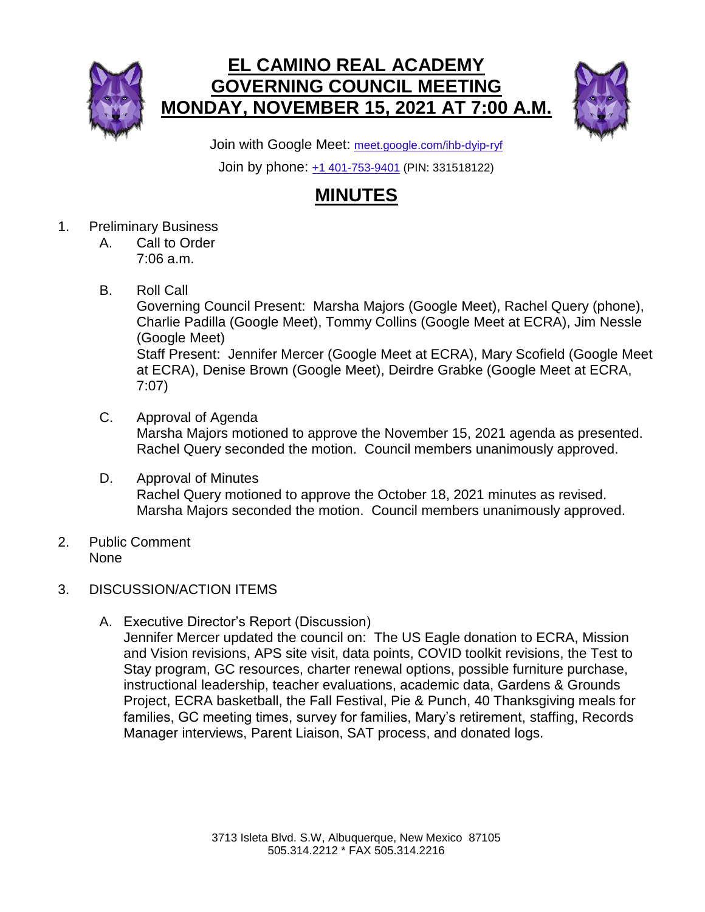# EL CAMINO REAL ACADEMY
# GOVERNING COUNCIL MEETING
# MONDAY, NOVEMBER 15, 2021 AT 7:00 A.M.

Join with Google Meet: meet.google.com/ihb-dyip-ryf

Join by phone: +1 401-753-9401 (PIN: 331518122)

## MINUTES

1. Preliminary Business
   A. Call to Order
      7:06 a.m.

   B. Roll Call
      Governing Council Present: Marsha Majors (Google Meet), Rachel Query (phone), Charlie Padilla (Google Meet), Tommy Collins (Google Meet at ECRA), Jim Nessle (Google Meet)
      Staff Present: Jennifer Mercer (Google Meet at ECRA), Mary Scofield (Google Meet at ECRA), Denise Brown (Google Meet), Deirdre Grabke (Google Meet at ECRA, 7:07)

   C. Approval of Agenda
      Marsha Majors motioned to approve the November 15, 2021 agenda as presented. Rachel Query seconded the motion. Council members unanimously approved.

   D. Approval of Minutes
      Rachel Query motioned to approve the October 18, 2021 minutes as revised. Marsha Majors seconded the motion. Council members unanimously approved.

2. Public Comment
   None

3. DISCUSSION/ACTION ITEMS

   A. Executive Director's Report (Discussion)
      Jennifer Mercer updated the council on: The US Eagle donation to ECRA, Mission and Vision revisions, APS site visit, data points, COVID toolkit revisions, the Test to Stay program, GC resources, charter renewal options, possible furniture purchase, instructional leadership, teacher evaluations, academic data, Gardens & Grounds Project, ECRA basketball, the Fall Festival, Pie & Punch, 40 Thanksgiving meals for families, GC meeting times, survey for families, Mary's retirement, staffing, Records Manager interviews, Parent Liaison, SAT process, and donated logs.

3713 Isleta Blvd. S.W, Albuquerque, New Mexico 87105
505.314.2212 * FAX 505.314.2216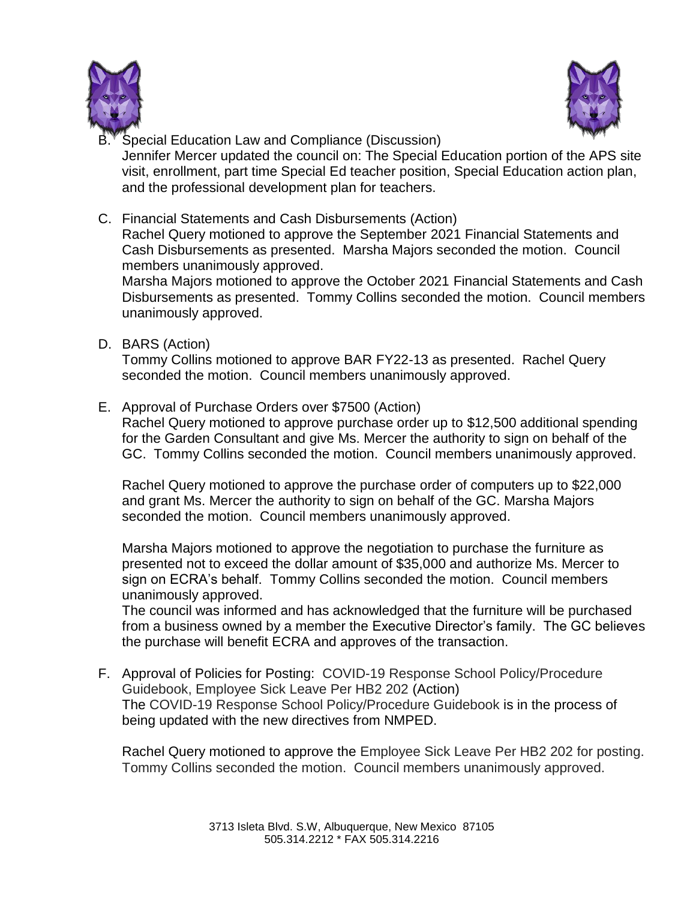B. Special Education Law and Compliance (Discussion)
   Jennifer Mercer updated the council on: The Special Education portion of the APS site visit, enrollment, part time Special Ed teacher position, Special Education action plan, and the professional development plan for teachers.

C. Financial Statements and Cash Disbursements (Action)
   Rachel Query motioned to approve the September 2021 Financial Statements and Cash Disbursements as presented. Marsha Majors seconded the motion. Council members unanimously approved.
   Marsha Majors motioned to approve the October 2021 Financial Statements and Cash Disbursements as presented. Tommy Collins seconded the motion. Council members unanimously approved.

D. BARS (Action)
   Tommy Collins motioned to approve BAR FY22-13 as presented. Rachel Query seconded the motion. Council members unanimously approved.

E. Approval of Purchase Orders over $7500 (Action)
   Rachel Query motioned to approve purchase order up to $12,500 additional spending for the Garden Consultant and give Ms. Mercer the authority to sign on behalf of the GC. Tommy Collins seconded the motion. Council members unanimously approved.

   Rachel Query motioned to approve the purchase order of computers up to $22,000 and grant Ms. Mercer the authority to sign on behalf of the GC. Marsha Majors seconded the motion. Council members unanimously approved.

   Marsha Majors motioned to approve the negotiation to purchase the furniture as presented not to exceed the dollar amount of $35,000 and authorize Ms. Mercer to sign on ECRA's behalf. Tommy Collins seconded the motion. Council members unanimously approved.
   The council was informed and has acknowledged that the furniture will be purchased from a business owned by a member the Executive Director's family. The GC believes the purchase will benefit ECRA and approves of the transaction.

F. Approval of Policies for Posting: COVID-19 Response School Policy/Procedure Guidebook, Employee Sick Leave Per HB2 202 (Action)
   The COVID-19 Response School Policy/Procedure Guidebook is in the process of being updated with the new directives from NMPED.

   Rachel Query motioned to approve the Employee Sick Leave Per HB2 202 for posting. Tommy Collins seconded the motion. Council members unanimously approved.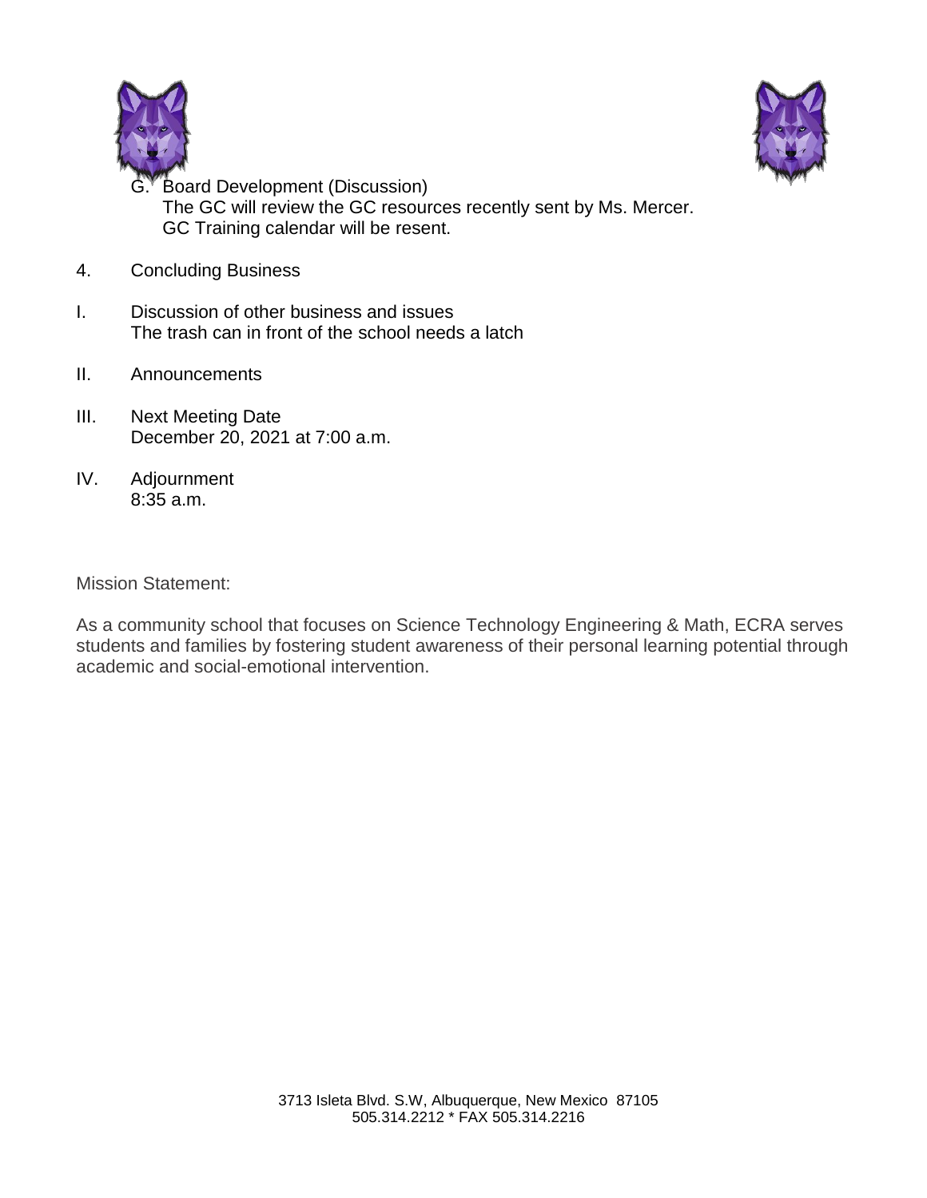G. Board Development (Discussion)
   The GC will review the GC resources recently sent by Ms. Mercer.
   GC Training calendar will be resent.

4. Concluding Business

I. Discussion of other business and issues
   The trash can in front of the school needs a latch

II. Announcements

III. Next Meeting Date
   December 20, 2021 at 7:00 a.m.

IV. Adjournment
   8:35 a.m.

Mission Statement:

As a community school that focuses on Science Technology Engineering & Math, ECRA serves students and families by fostering student awareness of their personal learning potential through academic and social-emotional intervention.

3713 Isleta Blvd. S.W, Albuquerque, New Mexico 87105
505.314.2212 * FAX 505.314.2216